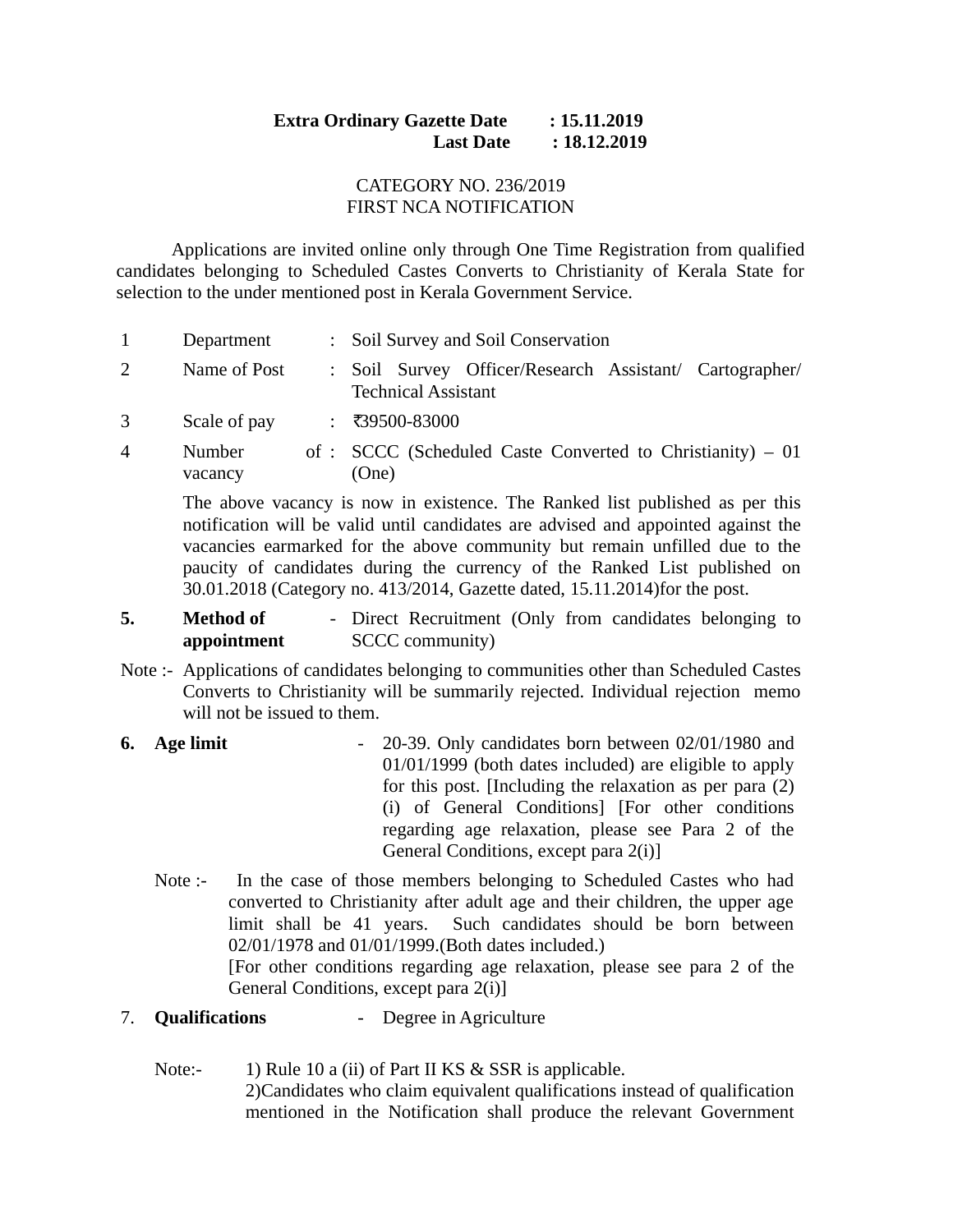**Extra Ordinary Gazette Date : 15.11.2019**
**Last Date : 18.12.2019**

CATEGORY NO. 236/2019
FIRST NCA NOTIFICATION

Applications are invited online only through One Time Registration from qualified candidates belonging to Scheduled Castes Converts to Christianity of Kerala State for selection to the under mentioned post in Kerala Government Service.

1 Department : Soil Survey and Soil Conservation

2 Name of Post : Soil Survey Officer/Research Assistant/ Cartographer/ Technical Assistant

3 Scale of pay : ₹39500-83000

4 Number of vacancy : SCCC (Scheduled Caste Converted to Christianity) – 01 (One)

The above vacancy is now in existence. The Ranked list published as per this notification will be valid until candidates are advised and appointed against the vacancies earmarked for the above community but remain unfilled due to the paucity of candidates during the currency of the Ranked List published on 30.01.2018 (Category no. 413/2014, Gazette dated, 15.11.2014)for the post.

**5. Method of appointment** - Direct Recruitment (Only from candidates belonging to SCCC community)

Note :- Applications of candidates belonging to communities other than Scheduled Castes Converts to Christianity will be summarily rejected. Individual rejection memo will not be issued to them.

**6. Age limit** - 20-39. Only candidates born between 02/01/1980 and 01/01/1999 (both dates included) are eligible to apply for this post. [Including the relaxation as per para (2) (i) of General Conditions] [For other conditions regarding age relaxation, please see Para 2 of the General Conditions, except para 2(i)]

Note :- In the case of those members belonging to Scheduled Castes who had converted to Christianity after adult age and their children, the upper age limit shall be 41 years. Such candidates should be born between 02/01/1978 and 01/01/1999.(Both dates included.)
[For other conditions regarding age relaxation, please see para 2 of the General Conditions, except para 2(i)]

7. **Qualifications** - Degree in Agriculture

Note:- 1) Rule 10 a (ii) of Part II KS & SSR is applicable.
2)Candidates who claim equivalent qualifications instead of qualification mentioned in the Notification shall produce the relevant Government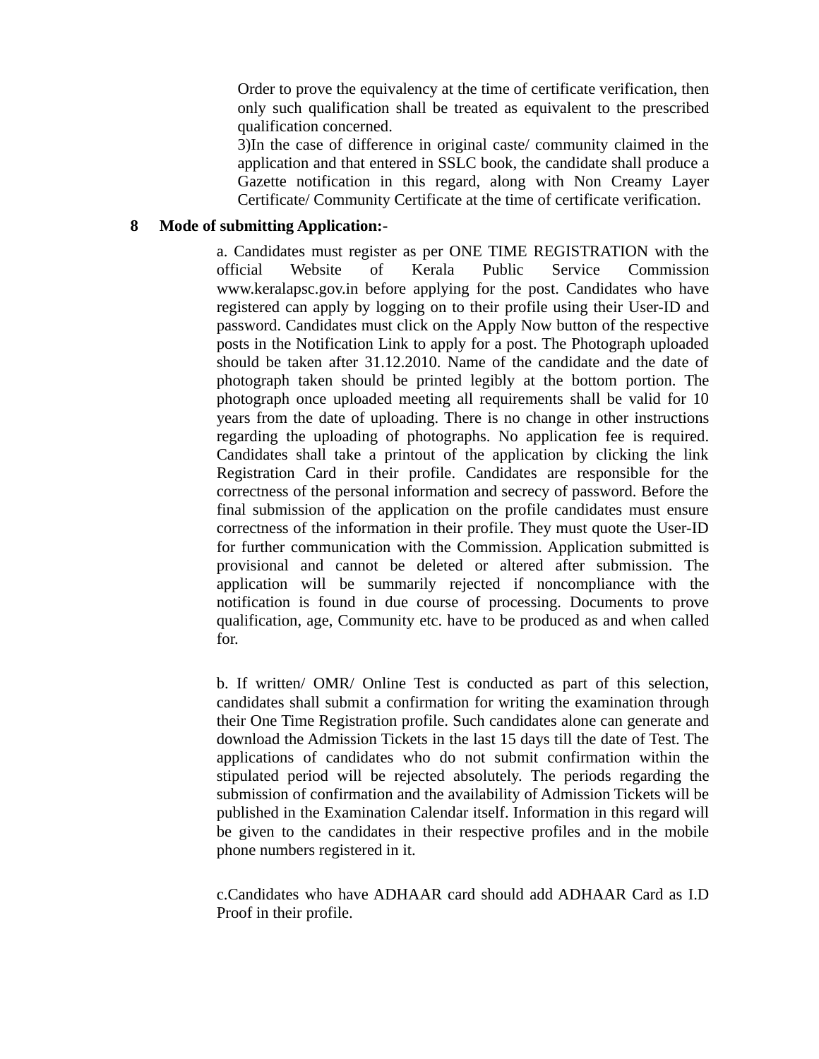Order to prove the equivalency at the time of certificate verification, then only such qualification shall be treated as equivalent to the prescribed qualification concerned.

3)In the case of difference in original caste/ community claimed in the application and that entered in SSLC book, the candidate shall produce a Gazette notification in this regard, along with Non Creamy Layer Certificate/ Community Certificate at the time of certificate verification.

**8 Mode of submitting Application:-**

a. Candidates must register as per ONE TIME REGISTRATION with the official Website of Kerala Public Service Commission www.keralapsc.gov.in before applying for the post. Candidates who have registered can apply by logging on to their profile using their User-ID and password. Candidates must click on the Apply Now button of the respective posts in the Notification Link to apply for a post. The Photograph uploaded should be taken after 31.12.2010. Name of the candidate and the date of photograph taken should be printed legibly at the bottom portion. The photograph once uploaded meeting all requirements shall be valid for 10 years from the date of uploading. There is no change in other instructions regarding the uploading of photographs. No application fee is required. Candidates shall take a printout of the application by clicking the link Registration Card in their profile. Candidates are responsible for the correctness of the personal information and secrecy of password. Before the final submission of the application on the profile candidates must ensure correctness of the information in their profile. They must quote the User-ID for further communication with the Commission. Application submitted is provisional and cannot be deleted or altered after submission. The application will be summarily rejected if noncompliance with the notification is found in due course of processing. Documents to prove qualification, age, Community etc. have to be produced as and when called for.

b. If written/ OMR/ Online Test is conducted as part of this selection, candidates shall submit a confirmation for writing the examination through their One Time Registration profile. Such candidates alone can generate and download the Admission Tickets in the last 15 days till the date of Test. The applications of candidates who do not submit confirmation within the stipulated period will be rejected absolutely. The periods regarding the submission of confirmation and the availability of Admission Tickets will be published in the Examination Calendar itself. Information in this regard will be given to the candidates in their respective profiles and in the mobile phone numbers registered in it.

c.Candidates who have ADHAAR card should add ADHAAR Card as I.D Proof in their profile.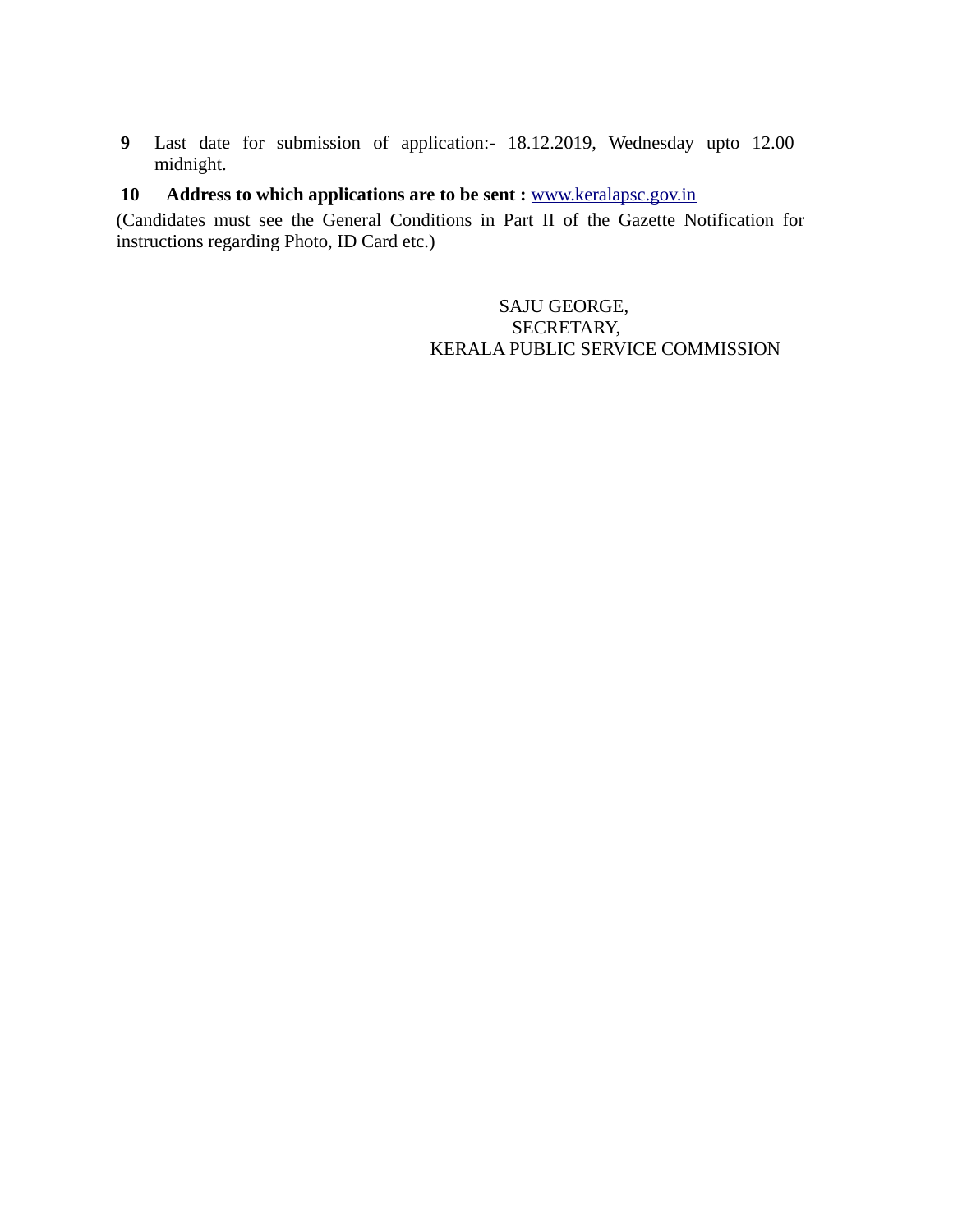**9** Last date for submission of application:- 18.12.2019, Wednesday upto 12.00 midnight.

**10 Address to which applications are to be sent :** www.keralapsc.gov.in

(Candidates must see the General Conditions in Part II of the Gazette Notification for instructions regarding Photo, ID Card etc.)

SAJU GEORGE,
SECRETARY,
KERALA PUBLIC SERVICE COMMISSION